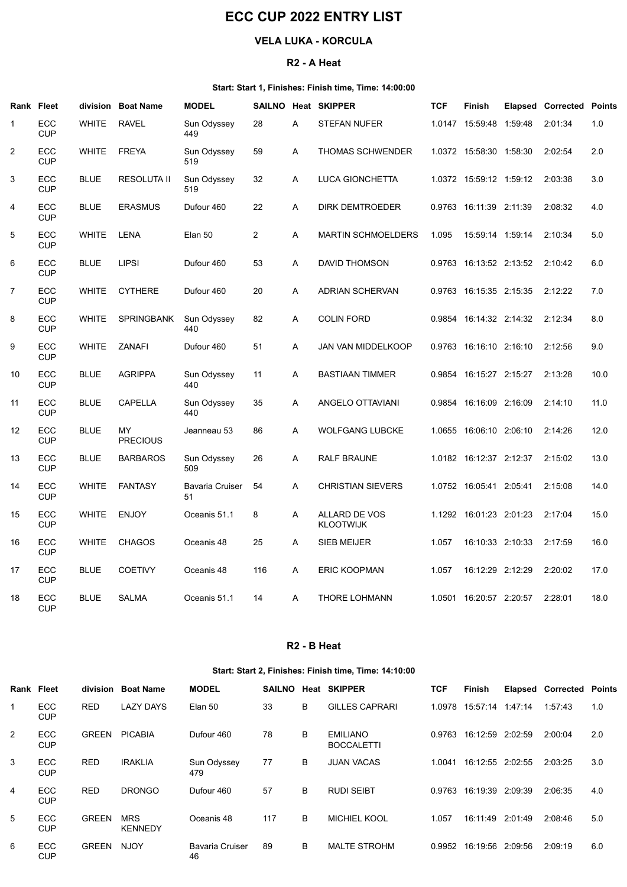# ECC CUP 2022 ENTRY LIST

## VELA LUKA - KORCULA

### R2 - A Heat

**Start: Start 1, Finishes: Finish time, Time: 14:00:00**

| Rank | Fleet | division | Boat Name | MODEL | SAILNO | Heat | SKIPPER | TCF | Finish | Elapsed | Corrected | Points |
|---|---|---|---|---|---|---|---|---|---|---|---|---|
| 1 | ECC CUP | WHITE | RAVEL | Sun Odyssey 449 | 28 | A | STEFAN NUFER | 1.0147 | 15:59:48 | 1:59:48 | 2:01:34 | 1.0 |
| 2 | ECC CUP | WHITE | FREYA | Sun Odyssey 519 | 59 | A | THOMAS SCHWENDER | 1.0372 | 15:58:30 | 1:58:30 | 2:02:54 | 2.0 |
| 3 | ECC CUP | BLUE | RESOLUTA II | Sun Odyssey 519 | 32 | A | LUCA GIONCHETTA | 1.0372 | 15:59:12 | 1:59:12 | 2:03:38 | 3.0 |
| 4 | ECC CUP | BLUE | ERASMUS | Dufour 460 | 22 | A | DIRK DEMTROEDER | 0.9763 | 16:11:39 | 2:11:39 | 2:08:32 | 4.0 |
| 5 | ECC CUP | WHITE | LENA | Elan 50 | 2 | A | MARTIN SCHMOELDERS | 1.095 | 15:59:14 | 1:59:14 | 2:10:34 | 5.0 |
| 6 | ECC CUP | BLUE | LIPSI | Dufour 460 | 53 | A | DAVID THOMSON | 0.9763 | 16:13:52 | 2:13:52 | 2:10:42 | 6.0 |
| 7 | ECC CUP | WHITE | CYTHERE | Dufour 460 | 20 | A | ADRIAN SCHERVAN | 0.9763 | 16:15:35 | 2:15:35 | 2:12:22 | 7.0 |
| 8 | ECC CUP | WHITE | SPRINGBANK | Sun Odyssey 440 | 82 | A | COLIN FORD | 0.9854 | 16:14:32 | 2:14:32 | 2:12:34 | 8.0 |
| 9 | ECC CUP | WHITE | ZANAFI | Dufour 460 | 51 | A | JAN VAN MIDDELKOOP | 0.9763 | 16:16:10 | 2:16:10 | 2:12:56 | 9.0 |
| 10 | ECC CUP | BLUE | AGRIPPA | Sun Odyssey 440 | 11 | A | BASTIAAN TIMMER | 0.9854 | 16:15:27 | 2:15:27 | 2:13:28 | 10.0 |
| 11 | ECC CUP | BLUE | CAPELLA | Sun Odyssey 440 | 35 | A | ANGELO OTTAVIANI | 0.9854 | 16:16:09 | 2:16:09 | 2:14:10 | 11.0 |
| 12 | ECC CUP | BLUE | MY PRECIOUS | Jeanneau 53 | 86 | A | WOLFGANG LUBCKE | 1.0655 | 16:06:10 | 2:06:10 | 2:14:26 | 12.0 |
| 13 | ECC CUP | BLUE | BARBAROS | Sun Odyssey 509 | 26 | A | RALF BRAUNE | 1.0182 | 16:12:37 | 2:12:37 | 2:15:02 | 13.0 |
| 14 | ECC CUP | WHITE | FANTASY | Bavaria Cruiser 51 | 54 | A | CHRISTIAN SIEVERS | 1.0752 | 16:05:41 | 2:05:41 | 2:15:08 | 14.0 |
| 15 | ECC CUP | WHITE | ENJOY | Oceanis 51.1 | 8 | A | ALLARD DE VOS KLOOTWIJK | 1.1292 | 16:01:23 | 2:01:23 | 2:17:04 | 15.0 |
| 16 | ECC CUP | WHITE | CHAGOS | Oceanis 48 | 25 | A | SIEB MEIJER | 1.057 | 16:10:33 | 2:10:33 | 2:17:59 | 16.0 |
| 17 | ECC CUP | BLUE | COETIVY | Oceanis 48 | 116 | A | ERIC KOOPMAN | 1.057 | 16:12:29 | 2:12:29 | 2:20:02 | 17.0 |
| 18 | ECC CUP | BLUE | SALMA | Oceanis 51.1 | 14 | A | THORE LOHMANN | 1.0501 | 16:20:57 | 2:20:57 | 2:28:01 | 18.0 |

### R2 - B Heat

**Start: Start 2, Finishes: Finish time, Time: 14:10:00**

| Rank | Fleet | division | Boat Name | MODEL | SAILNO | Heat | SKIPPER | TCF | Finish | Elapsed | Corrected | Points |
|---|---|---|---|---|---|---|---|---|---|---|---|---|
| 1 | ECC CUP | RED | LAZY DAYS | Elan 50 | 33 | B | GILLES CAPRARI | 1.0978 | 15:57:14 | 1:47:14 | 1:57:43 | 1.0 |
| 2 | ECC CUP | GREEN | PICABIA | Dufour 460 | 78 | B | EMILIANO BOCCALETTI | 0.9763 | 16:12:59 | 2:02:59 | 2:00:04 | 2.0 |
| 3 | ECC CUP | RED | IRAKLIA | Sun Odyssey 479 | 77 | B | JUAN VACAS | 1.0041 | 16:12:55 | 2:02:55 | 2:03:25 | 3.0 |
| 4 | ECC CUP | RED | DRONGO | Dufour 460 | 57 | B | RUDI SEIBT | 0.9763 | 16:19:39 | 2:09:39 | 2:06:35 | 4.0 |
| 5 | ECC CUP | GREEN | MRS KENNEDY | Oceanis 48 | 117 | B | MICHIEL KOOL | 1.057 | 16:11:49 | 2:01:49 | 2:08:46 | 5.0 |
| 6 | ECC CUP | GREEN | NJOY | Bavaria Cruiser 46 | 89 | B | MALTE STROHM | 0.9952 | 16:19:56 | 2:09:56 | 2:09:19 | 6.0 |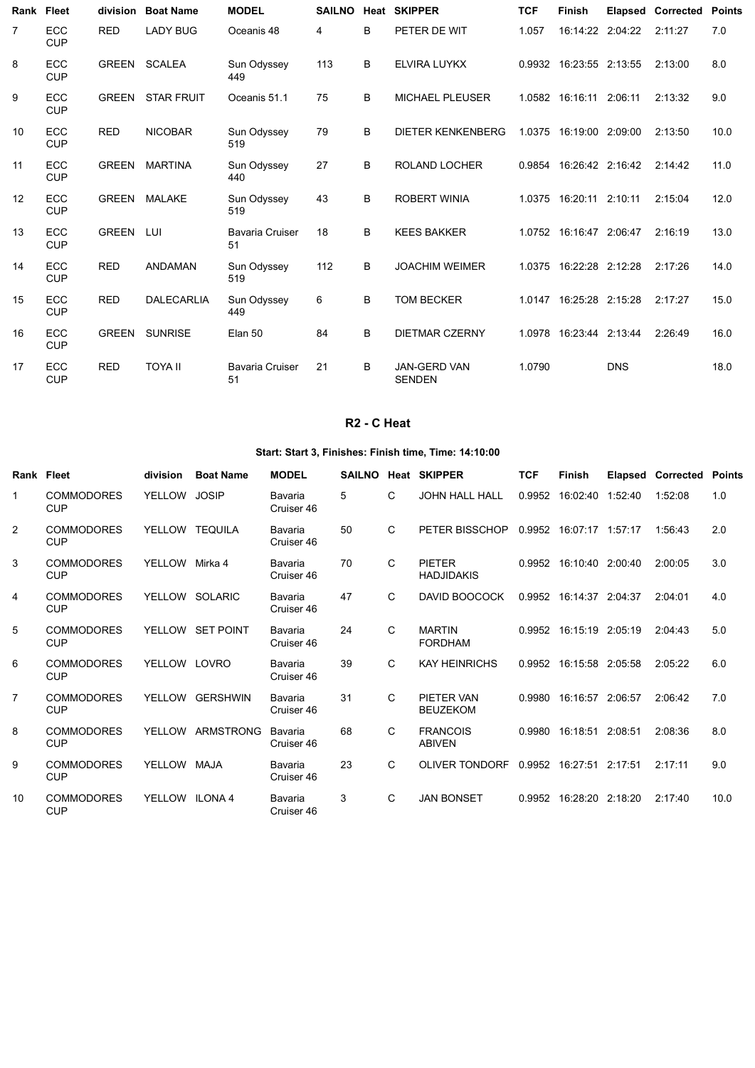| Rank | Fleet | division | Boat Name | MODEL | SAILNO | Heat | SKIPPER | TCF | Finish | Elapsed | Corrected | Points |
|---|---|---|---|---|---|---|---|---|---|---|---|---|
| 7 | ECC CUP | RED | LADY BUG | Oceanis 48 | 4 | B | PETER DE WIT | 1.057 | 16:14:22 | 2:04:22 | 2:11:27 | 7.0 |
| 8 | ECC CUP | GREEN | SCALEA | Sun Odyssey 449 | 113 | B | ELVIRA LUYKX | 0.9932 | 16:23:55 | 2:13:55 | 2:13:00 | 8.0 |
| 9 | ECC CUP | GREEN | STAR FRUIT | Oceanis 51.1 | 75 | B | MICHAEL PLEUSER | 1.0582 | 16:16:11 | 2:06:11 | 2:13:32 | 9.0 |
| 10 | ECC CUP | RED | NICOBAR | Sun Odyssey 519 | 79 | B | DIETER KENKENBERG | 1.0375 | 16:19:00 | 2:09:00 | 2:13:50 | 10.0 |
| 11 | ECC CUP | GREEN | MARTINA | Sun Odyssey 440 | 27 | B | ROLAND LOCHER | 0.9854 | 16:26:42 | 2:16:42 | 2:14:42 | 11.0 |
| 12 | ECC CUP | GREEN | MALAKE | Sun Odyssey 519 | 43 | B | ROBERT WINIA | 1.0375 | 16:20:11 | 2:10:11 | 2:15:04 | 12.0 |
| 13 | ECC CUP | GREEN | LUI | Bavaria Cruiser 51 | 18 | B | KEES BAKKER | 1.0752 | 16:16:47 | 2:06:47 | 2:16:19 | 13.0 |
| 14 | ECC CUP | RED | ANDAMAN | Sun Odyssey 519 | 112 | B | JOACHIM WEIMER | 1.0375 | 16:22:28 | 2:12:28 | 2:17:26 | 14.0 |
| 15 | ECC CUP | RED | DALECARLIA | Sun Odyssey 449 | 6 | B | TOM BECKER | 1.0147 | 16:25:28 | 2:15:28 | 2:17:27 | 15.0 |
| 16 | ECC CUP | GREEN | SUNRISE | Elan 50 | 84 | B | DIETMAR CZERNY | 1.0978 | 16:23:44 | 2:13:44 | 2:26:49 | 16.0 |
| 17 | ECC CUP | RED | TOYA II | Bavaria Cruiser 51 | 21 | B | JAN-GERD VAN SENDEN | 1.0790 | | DNS | | 18.0 |

## R2 - C Heat

**Start: Start 3, Finishes: Finish time, Time: 14:10:00**

| Rank | Fleet | division | Boat Name | MODEL | SAILNO | Heat | SKIPPER | TCF | Finish | Elapsed | Corrected | Points |
|---|---|---|---|---|---|---|---|---|---|---|---|---|
| 1 | COMMODORES CUP | YELLOW | JOSIP | Bavaria Cruiser 46 | 5 | C | JOHN HALL HALL | 0.9952 | 16:02:40 | 1:52:40 | 1:52:08 | 1.0 |
| 2 | COMMODORES CUP | YELLOW | TEQUILA | Bavaria Cruiser 46 | 50 | C | PETER BISSCHOP | 0.9952 | 16:07:17 | 1:57:17 | 1:56:43 | 2.0 |
| 3 | COMMODORES CUP | YELLOW | Mirka 4 | Bavaria Cruiser 46 | 70 | C | PIETER HADJIDAKIS | 0.9952 | 16:10:40 | 2:00:40 | 2:00:05 | 3.0 |
| 4 | COMMODORES CUP | YELLOW | SOLARIC | Bavaria Cruiser 46 | 47 | C | DAVID BOOCOCK | 0.9952 | 16:14:37 | 2:04:37 | 2:04:01 | 4.0 |
| 5 | COMMODORES CUP | YELLOW | SET POINT | Bavaria Cruiser 46 | 24 | C | MARTIN FORDHAM | 0.9952 | 16:15:19 | 2:05:19 | 2:04:43 | 5.0 |
| 6 | COMMODORES CUP | YELLOW | LOVRO | Bavaria Cruiser 46 | 39 | C | KAY HEINRICHS | 0.9952 | 16:15:58 | 2:05:58 | 2:05:22 | 6.0 |
| 7 | COMMODORES CUP | YELLOW | GERSHWIN | Bavaria Cruiser 46 | 31 | C | PIETER VAN BEUZEKOM | 0.9980 | 16:16:57 | 2:06:57 | 2:06:42 | 7.0 |
| 8 | COMMODORES CUP | YELLOW | ARMSTRONG | Bavaria Cruiser 46 | 68 | C | FRANCOIS ABIVEN | 0.9980 | 16:18:51 | 2:08:51 | 2:08:36 | 8.0 |
| 9 | COMMODORES CUP | YELLOW | MAJA | Bavaria Cruiser 46 | 23 | C | OLIVER TONDORF | 0.9952 | 16:27:51 | 2:17:51 | 2:17:11 | 9.0 |
| 10 | COMMODORES CUP | YELLOW | ILONA 4 | Bavaria Cruiser 46 | 3 | C | JAN BONSET | 0.9952 | 16:28:20 | 2:18:20 | 2:17:40 | 10.0 |